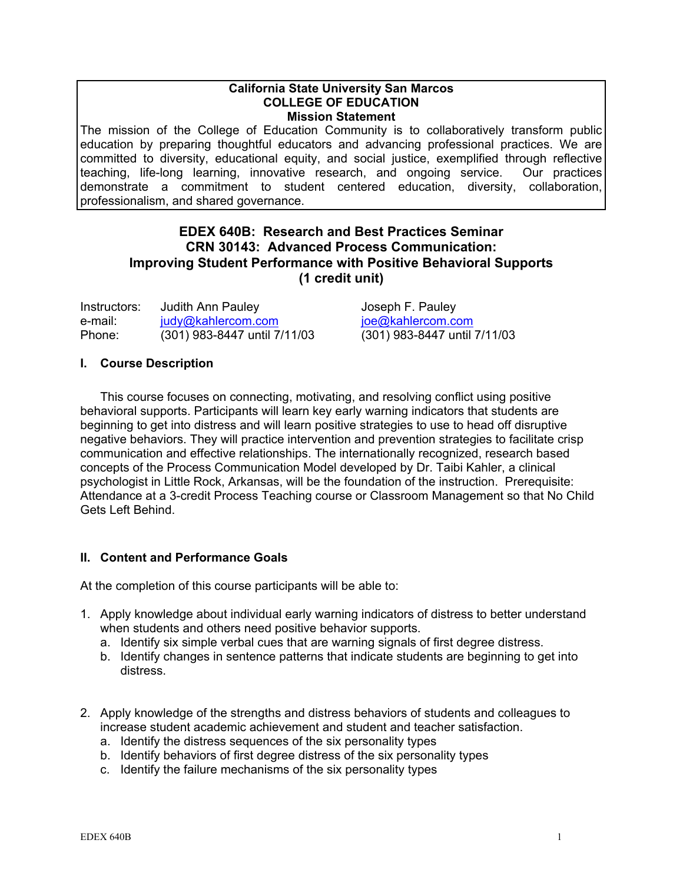**California State University San Marcos**
**COLLEGE OF EDUCATION**
**Mission Statement**

The mission of the College of Education Community is to collaboratively transform public education by preparing thoughtful educators and advancing professional practices. We are committed to diversity, educational equity, and social justice, exemplified through reflective teaching, life-long learning, innovative research, and ongoing service. Our practices demonstrate a commitment to student centered education, diversity, collaboration, professionalism, and shared governance.

# EDEX 640B: Research and Best Practices Seminar
## CRN 30143: Advanced Process Communication: Improving Student Performance with Positive Behavioral Supports
### (1 credit unit)

| Instructors: | Judith Ann Pauley | Joseph F. Pauley |
|---|---|---|
| e-mail: | judy@kahlercom.com | joe@kahlercom.com |
| Phone: | (301) 983-8447 until 7/11/03 | (301) 983-8447 until 7/11/03 |

## I. Course Description

This course focuses on connecting, motivating, and resolving conflict using positive behavioral supports. Participants will learn key early warning indicators that students are beginning to get into distress and will learn positive strategies to use to head off disruptive negative behaviors. They will practice intervention and prevention strategies to facilitate crisp communication and effective relationships. The internationally recognized, research based concepts of the Process Communication Model developed by Dr. Taibi Kahler, a clinical psychologist in Little Rock, Arkansas, will be the foundation of the instruction. Prerequisite: Attendance at a 3-credit Process Teaching course or Classroom Management so that No Child Gets Left Behind.

## II. Content and Performance Goals

At the completion of this course participants will be able to:

1. Apply knowledge about individual early warning indicators of distress to better understand when students and others need positive behavior supports.
   a. Identify six simple verbal cues that are warning signals of first degree distress.
   b. Identify changes in sentence patterns that indicate students are beginning to get into distress.

2. Apply knowledge of the strengths and distress behaviors of students and colleagues to increase student academic achievement and student and teacher satisfaction.
   a. Identify the distress sequences of the six personality types
   b. Identify behaviors of first degree distress of the six personality types
   c. Identify the failure mechanisms of the six personality types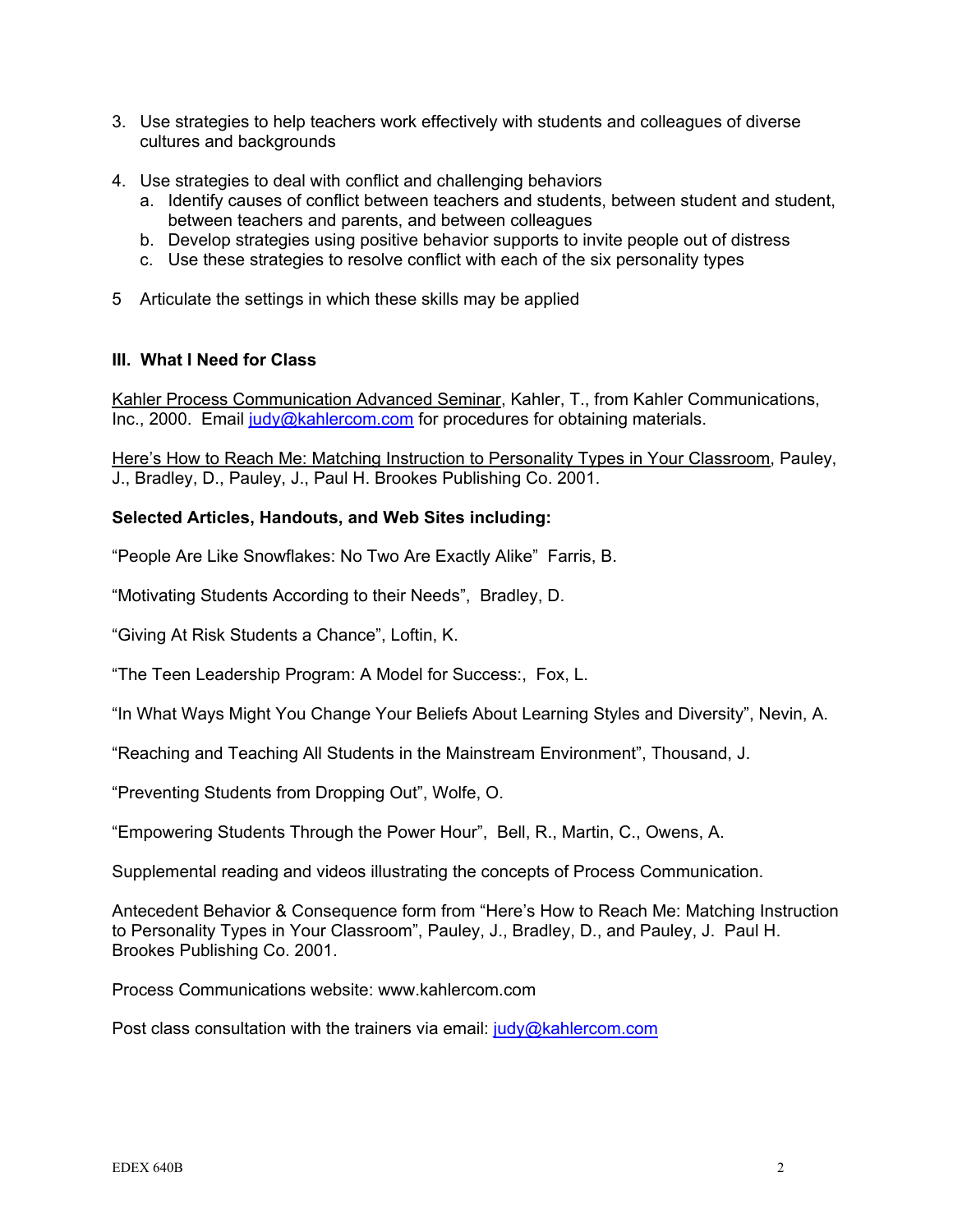3. Use strategies to help teachers work effectively with students and colleagues of diverse cultures and backgrounds

4. Use strategies to deal with conflict and challenging behaviors
   a. Identify causes of conflict between teachers and students, between student and student, between teachers and parents, and between colleagues
   b. Develop strategies using positive behavior supports to invite people out of distress
   c. Use these strategies to resolve conflict with each of the six personality types

5 Articulate the settings in which these skills may be applied

### III. What I Need for Class

Kahler Process Communication Advanced Seminar, Kahler, T., from Kahler Communications, Inc., 2000. Email judy@kahlercom.com for procedures for obtaining materials.

Here's How to Reach Me: Matching Instruction to Personality Types in Your Classroom, Pauley, J., Bradley, D., Pauley, J., Paul H. Brookes Publishing Co. 2001.

**Selected Articles, Handouts, and Web Sites including:**

"People Are Like Snowflakes: No Two Are Exactly Alike" Farris, B.

"Motivating Students According to their Needs", Bradley, D.

"Giving At Risk Students a Chance", Loftin, K.

"The Teen Leadership Program: A Model for Success:, Fox, L.

"In What Ways Might You Change Your Beliefs About Learning Styles and Diversity", Nevin, A.

"Reaching and Teaching All Students in the Mainstream Environment", Thousand, J.

"Preventing Students from Dropping Out", Wolfe, O.

"Empowering Students Through the Power Hour", Bell, R., Martin, C., Owens, A.

Supplemental reading and videos illustrating the concepts of Process Communication.

Antecedent Behavior & Consequence form from "Here's How to Reach Me: Matching Instruction to Personality Types in Your Classroom", Pauley, J., Bradley, D., and Pauley, J. Paul H. Brookes Publishing Co. 2001.

Process Communications website: www.kahlercom.com

Post class consultation with the trainers via email: judy@kahlercom.com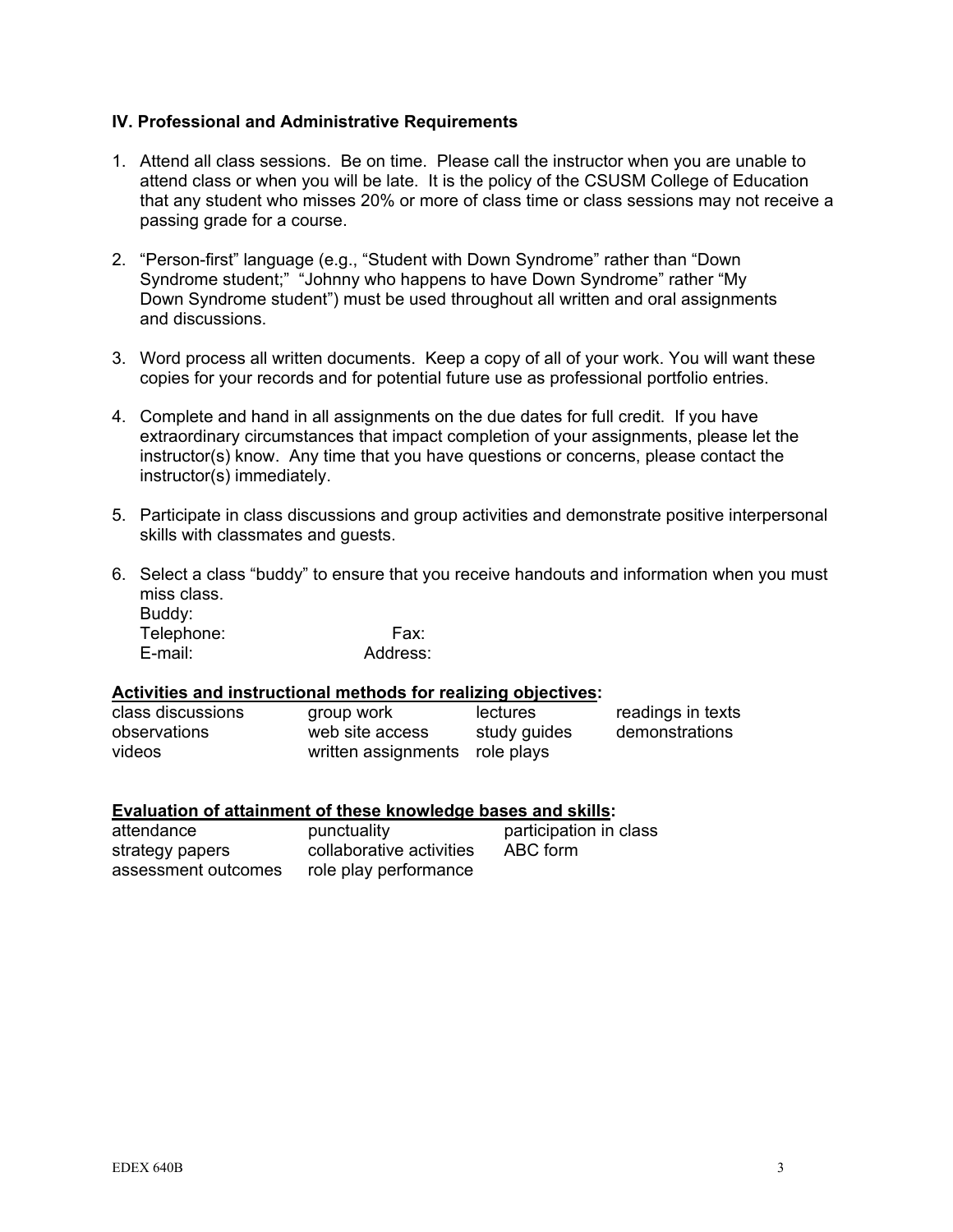### IV. Professional and Administrative Requirements

1. Attend all class sessions. Be on time. Please call the instructor when you are unable to attend class or when you will be late. It is the policy of the CSUSM College of Education that any student who misses 20% or more of class time or class sessions may not receive a passing grade for a course.

2. "Person-first" language (e.g., "Student with Down Syndrome" rather than "Down Syndrome student;" "Johnny who happens to have Down Syndrome" rather "My Down Syndrome student") must be used throughout all written and oral assignments and discussions.

3. Word process all written documents. Keep a copy of all of your work. You will want these copies for your records and for potential future use as professional portfolio entries.

4. Complete and hand in all assignments on the due dates for full credit. If you have extraordinary circumstances that impact completion of your assignments, please let the instructor(s) know. Any time that you have questions or concerns, please contact the instructor(s) immediately.

5. Participate in class discussions and group activities and demonstrate positive interpersonal skills with classmates and guests.

6. Select a class "buddy" to ensure that you receive handouts and information when you must miss class.
   Buddy:
   Telephone: Fax:
   E-mail: Address:

**<u>Activities and instructional methods for realizing objectives</u>:**

| | | | |
|---|---|---|---|
| class discussions | group work | lectures | readings in texts |
| observations | web site access | study guides | demonstrations |
| videos | written assignments | role plays | |

**<u>Evaluation of attainment of these knowledge bases and skills</u>:**

| | | |
|---|---|---|
| attendance | punctuality | participation in class |
| strategy papers | collaborative activities | ABC form |
| assessment outcomes | role play performance | |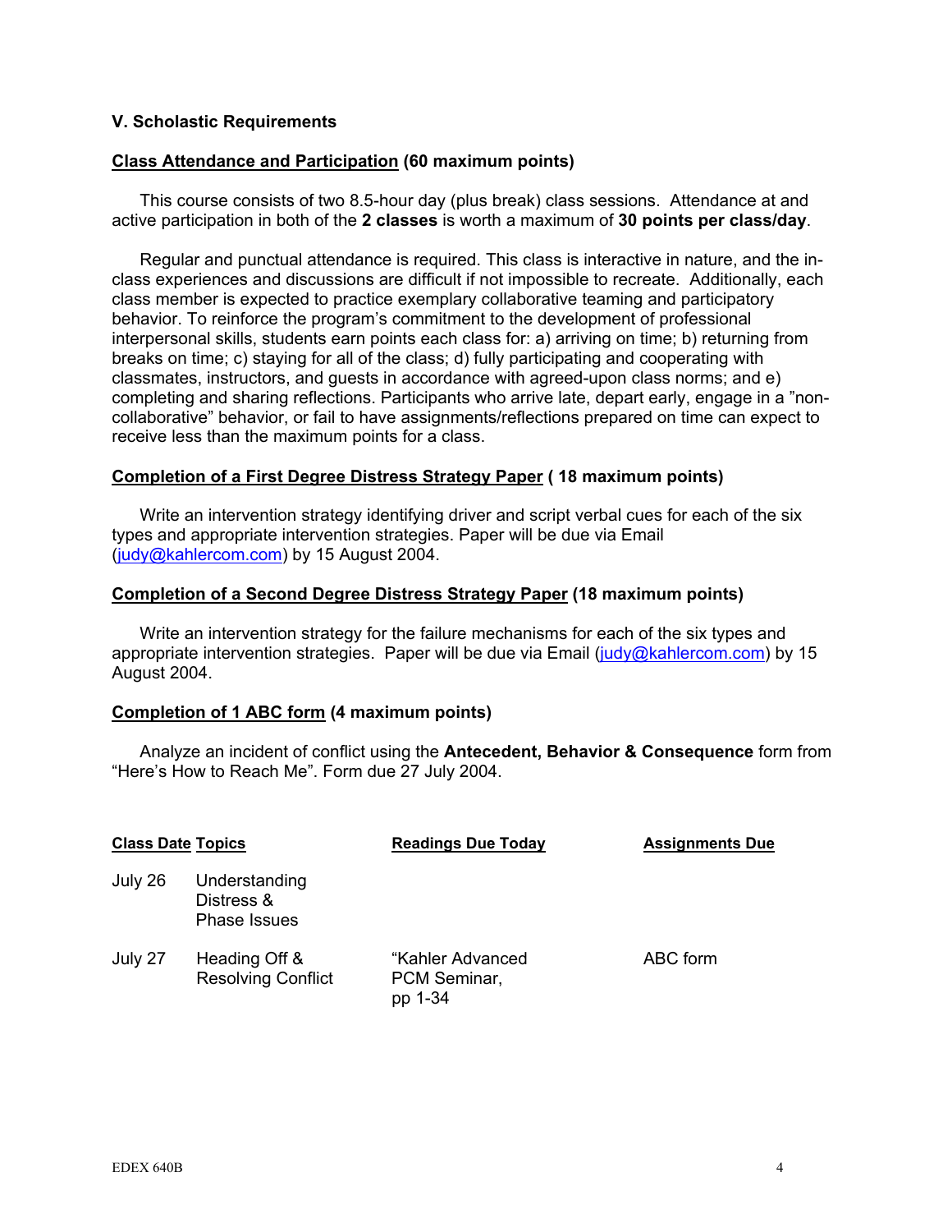### V. Scholastic Requirements

**Class Attendance and Participation (60 maximum points)**

This course consists of two 8.5-hour day (plus break) class sessions. Attendance at and active participation in both of the **2 classes** is worth a maximum of **30 points per class/day**.

Regular and punctual attendance is required. This class is interactive in nature, and the in-class experiences and discussions are difficult if not impossible to recreate. Additionally, each class member is expected to practice exemplary collaborative teaming and participatory behavior. To reinforce the program's commitment to the development of professional interpersonal skills, students earn points each class for: a) arriving on time; b) returning from breaks on time; c) staying for all of the class; d) fully participating and cooperating with classmates, instructors, and guests in accordance with agreed-upon class norms; and e) completing and sharing reflections. Participants who arrive late, depart early, engage in a "non-collaborative" behavior, or fail to have assignments/reflections prepared on time can expect to receive less than the maximum points for a class.

**Completion of a First Degree Distress Strategy Paper ( 18 maximum points)**

Write an intervention strategy identifying driver and script verbal cues for each of the six types and appropriate intervention strategies. Paper will be due via Email (judy@kahlercom.com) by 15 August 2004.

**Completion of a Second Degree Distress Strategy Paper (18 maximum points)**

Write an intervention strategy for the failure mechanisms for each of the six types and appropriate intervention strategies. Paper will be due via Email (judy@kahlercom.com) by 15 August 2004.

**Completion of 1 ABC form (4 maximum points)**

Analyze an incident of conflict using the **Antecedent, Behavior & Consequence** form from "Here's How to Reach Me". Form due 27 July 2004.

| Class Date | Topics | Readings Due Today | Assignments Due |
|---|---|---|---|
| July 26 | Understanding Distress & Phase Issues | | |
| July 27 | Heading Off & Resolving Conflict | "Kahler Advanced PCM Seminar, pp 1-34 | ABC form |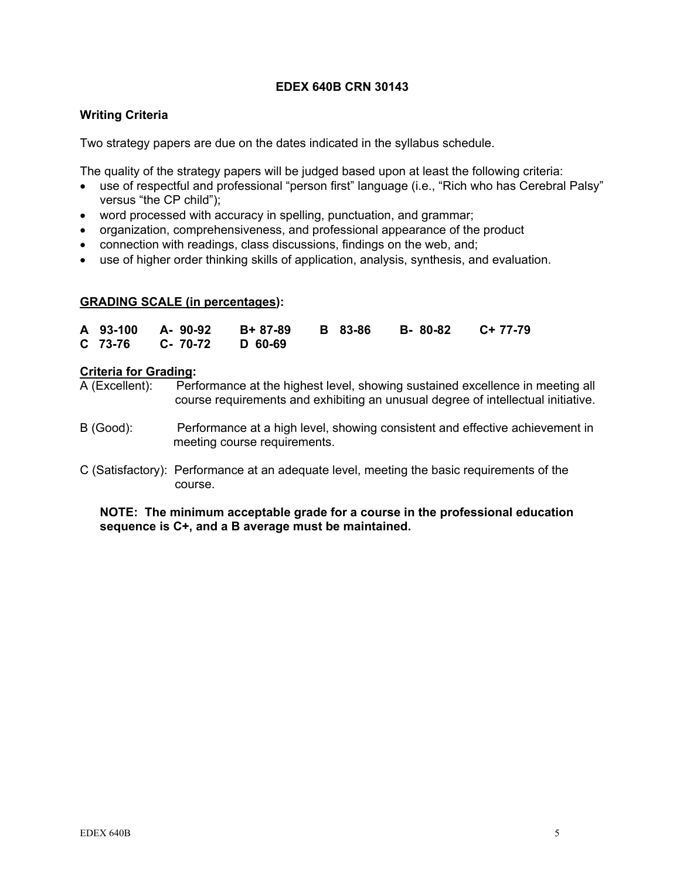**EDEX 640B CRN 30143**

**Writing Criteria**

Two strategy papers are due on the dates indicated in the syllabus schedule.

The quality of the strategy papers will be judged based upon at least the following criteria:

- use of respectful and professional "person first" language (i.e., "Rich who has Cerebral Palsy" versus "the CP child");
- word processed with accuracy in spelling, punctuation, and grammar;
- organization, comprehensiveness, and professional appearance of the product
- connection with readings, class discussions, findings on the web, and;
- use of higher order thinking skills of application, analysis, synthesis, and evaluation.

**GRADING SCALE (in percentages):**

| | | | | | |
|---|---|---|---|---|---|
| **A 93-100** | **A- 90-92** | **B+ 87-89** | **B 83-86** | **B- 80-82** | **C+ 77-79** |
| **C 73-76** | **C- 70-72** | **D 60-69** | | | |

**Criteria for Grading:**

A (Excellent): Performance at the highest level, showing sustained excellence in meeting all course requirements and exhibiting an unusual degree of intellectual initiative.

B (Good): Performance at a high level, showing consistent and effective achievement in meeting course requirements.

C (Satisfactory): Performance at an adequate level, meeting the basic requirements of the course.

**NOTE: The minimum acceptable grade for a course in the professional education sequence is C+, and a B average must be maintained.**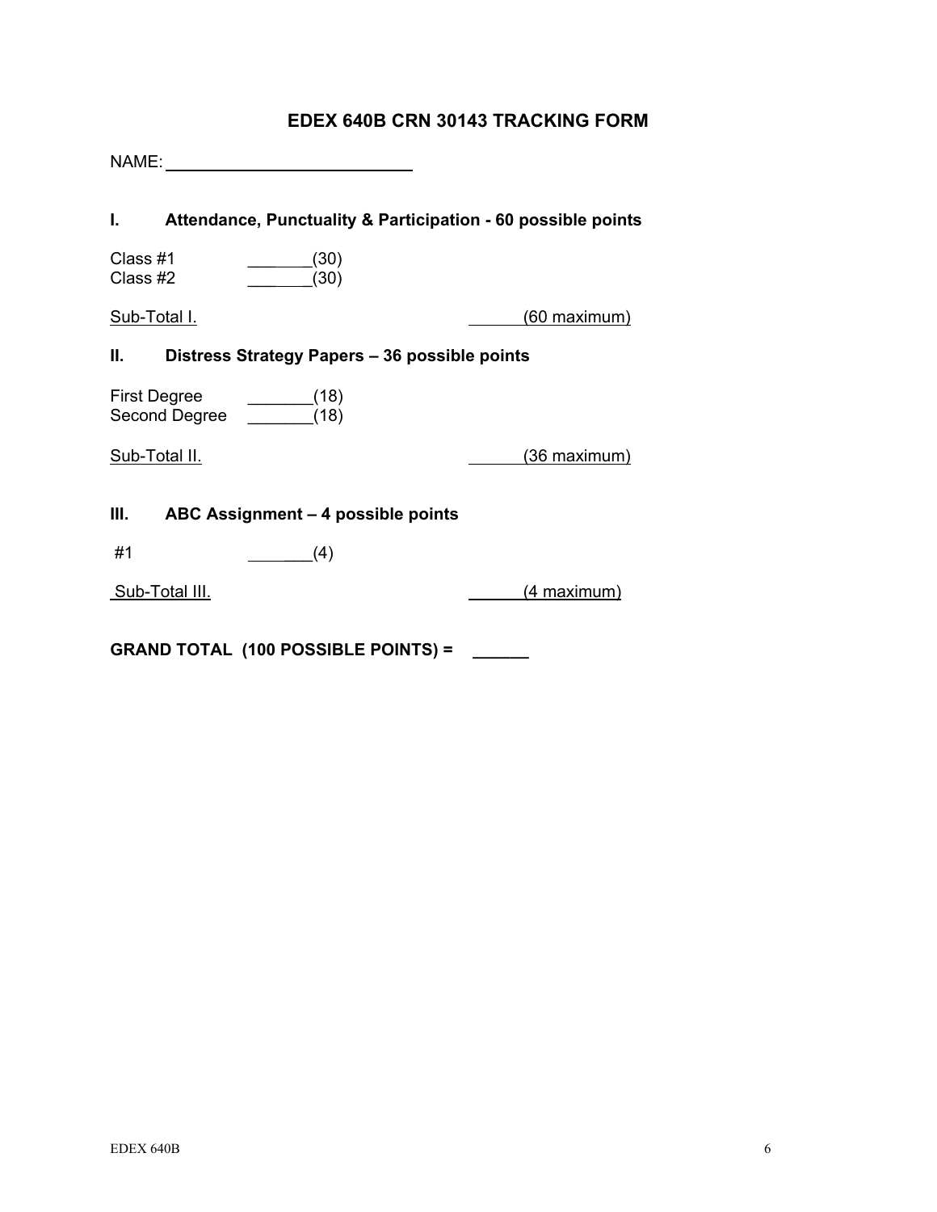# EDEX 640B CRN 30143 TRACKING FORM

NAME: ___________________________

## I. Attendance, Punctuality & Participation - 60 possible points

Class #1 _______(30)
Class #2 _______(30)

Sub-Total I. ______(60 maximum)

## II. Distress Strategy Papers – 36 possible points

First Degree _______(18)
Second Degree _______(18)

Sub-Total II. ______(36 maximum)

## III. ABC Assignment – 4 possible points

#1 _______(4)

Sub-Total III. ______(4 maximum)

**GRAND TOTAL (100 POSSIBLE POINTS) = ______**